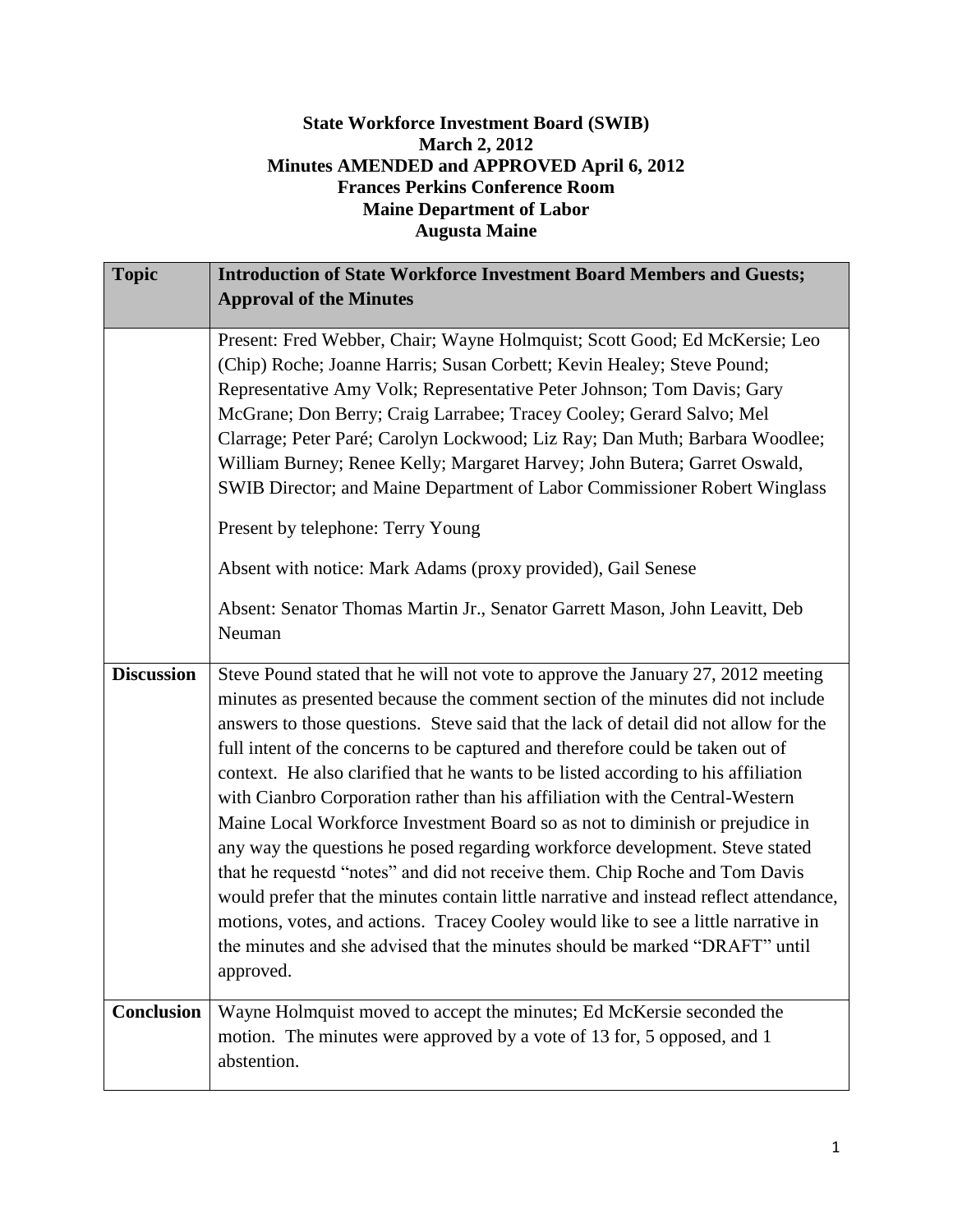**State Workforce Investment Board (SWIB)**
**March 2, 2012**
**Minutes AMENDED and APPROVED April 6, 2012**
**Frances Perkins Conference Room**
**Maine Department of Labor**
**Augusta Maine**

| Topic | Introduction of State Workforce Investment Board Members and Guests; Approval of the Minutes |
|---|---|
| | Present: Fred Webber, Chair; Wayne Holmquist; Scott Good; Ed McKersie; Leo (Chip) Roche; Joanne Harris; Susan Corbett; Kevin Healey; Steve Pound; Representative Amy Volk; Representative Peter Johnson; Tom Davis; Gary McGrane; Don Berry; Craig Larrabee; Tracey Cooley; Gerard Salvo; Mel Clarrage; Peter Paré; Carolyn Lockwood; Liz Ray; Dan Muth; Barbara Woodlee; William Burney; Renee Kelly; Margaret Harvey; John Butera; Garret Oswald, SWIB Director; and Maine Department of Labor Commissioner Robert Winglass<br><br>Present by telephone: Terry Young<br><br>Absent with notice: Mark Adams (proxy provided), Gail Senese<br><br>Absent: Senator Thomas Martin Jr., Senator Garrett Mason, John Leavitt, Deb Neuman |
| **Discussion** | Steve Pound stated that he will not vote to approve the January 27, 2012 meeting minutes as presented because the comment section of the minutes did not include answers to those questions. Steve said that the lack of detail did not allow for the full intent of the concerns to be captured and therefore could be taken out of context. He also clarified that he wants to be listed according to his affiliation with Cianbro Corporation rather than his affiliation with the Central-Western Maine Local Workforce Investment Board so as not to diminish or prejudice in any way the questions he posed regarding workforce development. Steve stated that he requestd "notes" and did not receive them. Chip Roche and Tom Davis would prefer that the minutes contain little narrative and instead reflect attendance, motions, votes, and actions. Tracey Cooley would like to see a little narrative in the minutes and she advised that the minutes should be marked "DRAFT" until approved. |
| **Conclusion** | Wayne Holmquist moved to accept the minutes; Ed McKersie seconded the motion. The minutes were approved by a vote of 13 for, 5 opposed, and 1 abstention. |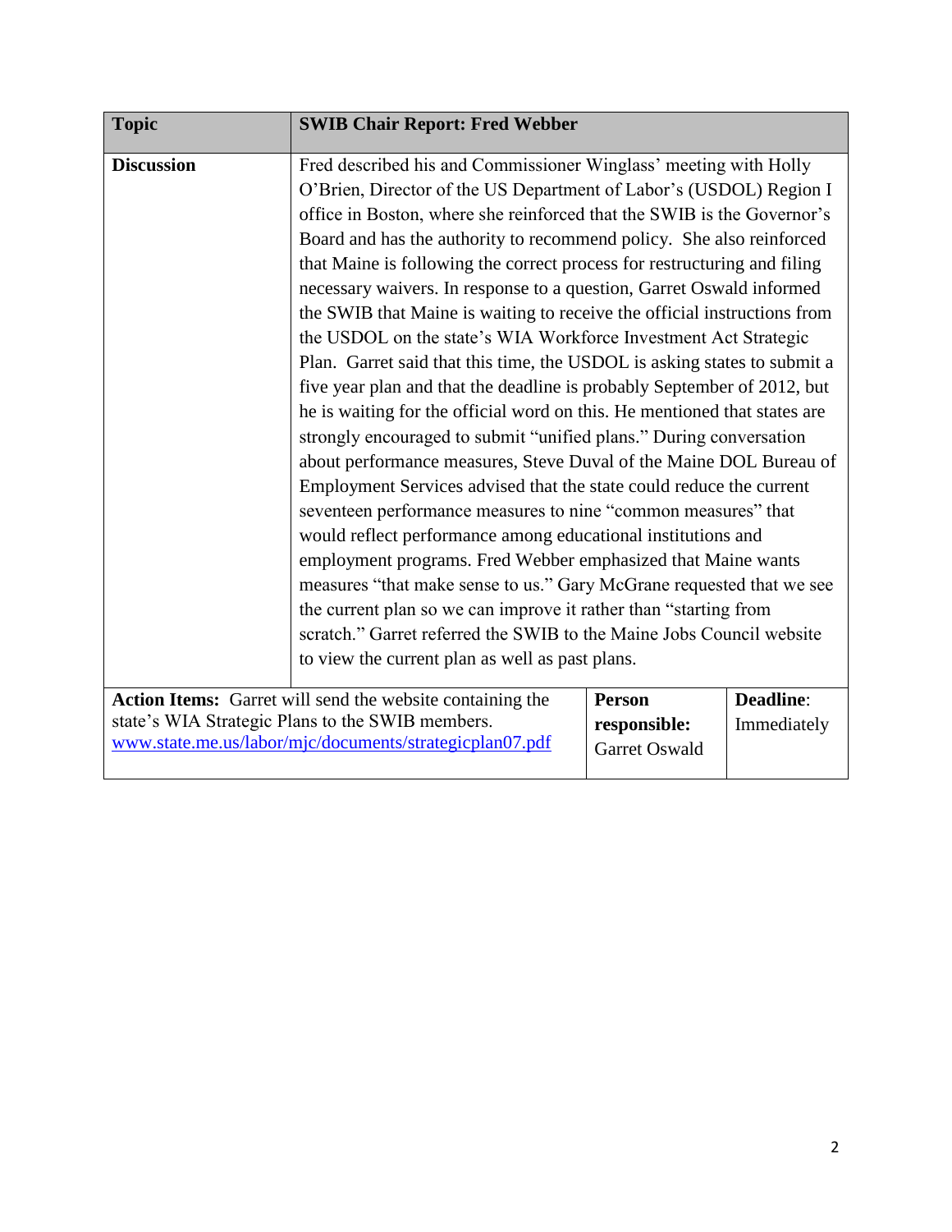| Topic | SWIB Chair Report: Fred Webber | | |
| --- | --- | --- | --- |
| **Discussion** | Fred described his and Commissioner Winglass' meeting with Holly O'Brien, Director of the US Department of Labor's (USDOL) Region I office in Boston, where she reinforced that the SWIB is the Governor's Board and has the authority to recommend policy. She also reinforced that Maine is following the correct process for restructuring and filing necessary waivers. In response to a question, Garret Oswald informed the SWIB that Maine is waiting to receive the official instructions from the USDOL on the state's WIA Workforce Investment Act Strategic Plan. Garret said that this time, the USDOL is asking states to submit a five year plan and that the deadline is probably September of 2012, but he is waiting for the official word on this. He mentioned that states are strongly encouraged to submit "unified plans." During conversation about performance measures, Steve Duval of the Maine DOL Bureau of Employment Services advised that the state could reduce the current seventeen performance measures to nine "common measures" that would reflect performance among educational institutions and employment programs. Fred Webber emphasized that Maine wants measures "that make sense to us." Gary McGrane requested that we see the current plan so we can improve it rather than "starting from scratch." Garret referred the SWIB to the Maine Jobs Council website to view the current plan as well as past plans. | | |
| **Action Items:** Garret will send the website containing the state's WIA Strategic Plans to the SWIB members. www.state.me.us/labor/mjc/documents/strategicplan07.pdf | | **Person responsible:** Garret Oswald | **Deadline**: Immediately |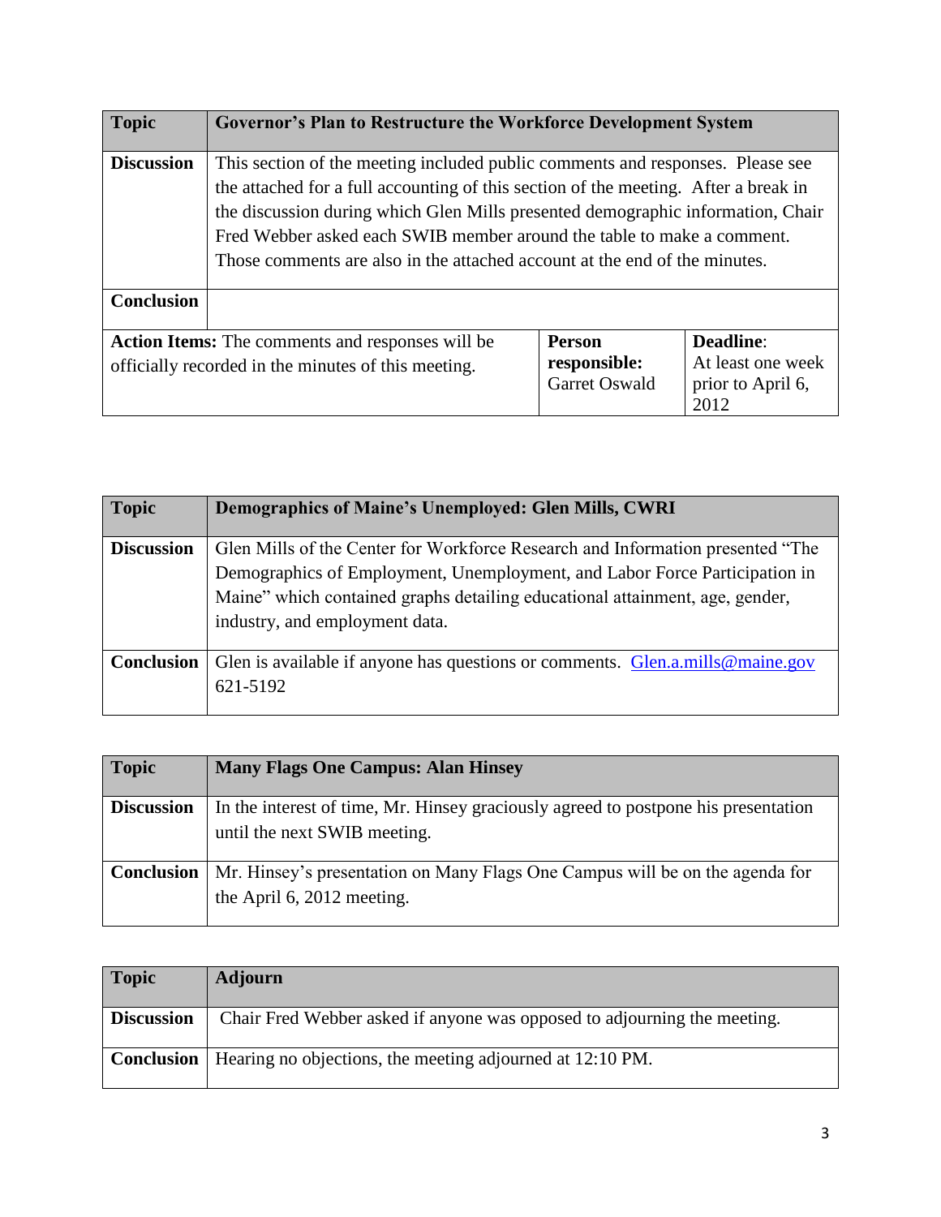| Topic | Governor's Plan to Restructure the Workforce Development System | | |
|---|---|---|---|
| Discussion | This section of the meeting included public comments and responses. Please see the attached for a full accounting of this section of the meeting. After a break in the discussion during which Glen Mills presented demographic information, Chair Fred Webber asked each SWIB member around the table to make a comment. Those comments are also in the attached account at the end of the minutes. | | |
| Conclusion | | | |
| **Action Items:** The comments and responses will be officially recorded in the minutes of this meeting. | | **Person responsible:** Garret Oswald | **Deadline**: At least one week prior to April 6, 2012 |

| Topic | Demographics of Maine's Unemployed: Glen Mills, CWRI |
|---|---|
| Discussion | Glen Mills of the Center for Workforce Research and Information presented "The Demographics of Employment, Unemployment, and Labor Force Participation in Maine" which contained graphs detailing educational attainment, age, gender, industry, and employment data. |
| Conclusion | Glen is available if anyone has questions or comments. Glen.a.mills@maine.gov 621-5192 |

| Topic | Many Flags One Campus: Alan Hinsey |
|---|---|
| Discussion | In the interest of time, Mr. Hinsey graciously agreed to postpone his presentation until the next SWIB meeting. |
| Conclusion | Mr. Hinsey's presentation on Many Flags One Campus will be on the agenda for the April 6, 2012 meeting. |

| Topic | Adjourn |
|---|---|
| Discussion | Chair Fred Webber asked if anyone was opposed to adjourning the meeting. |
| Conclusion | Hearing no objections, the meeting adjourned at 12:10 PM. |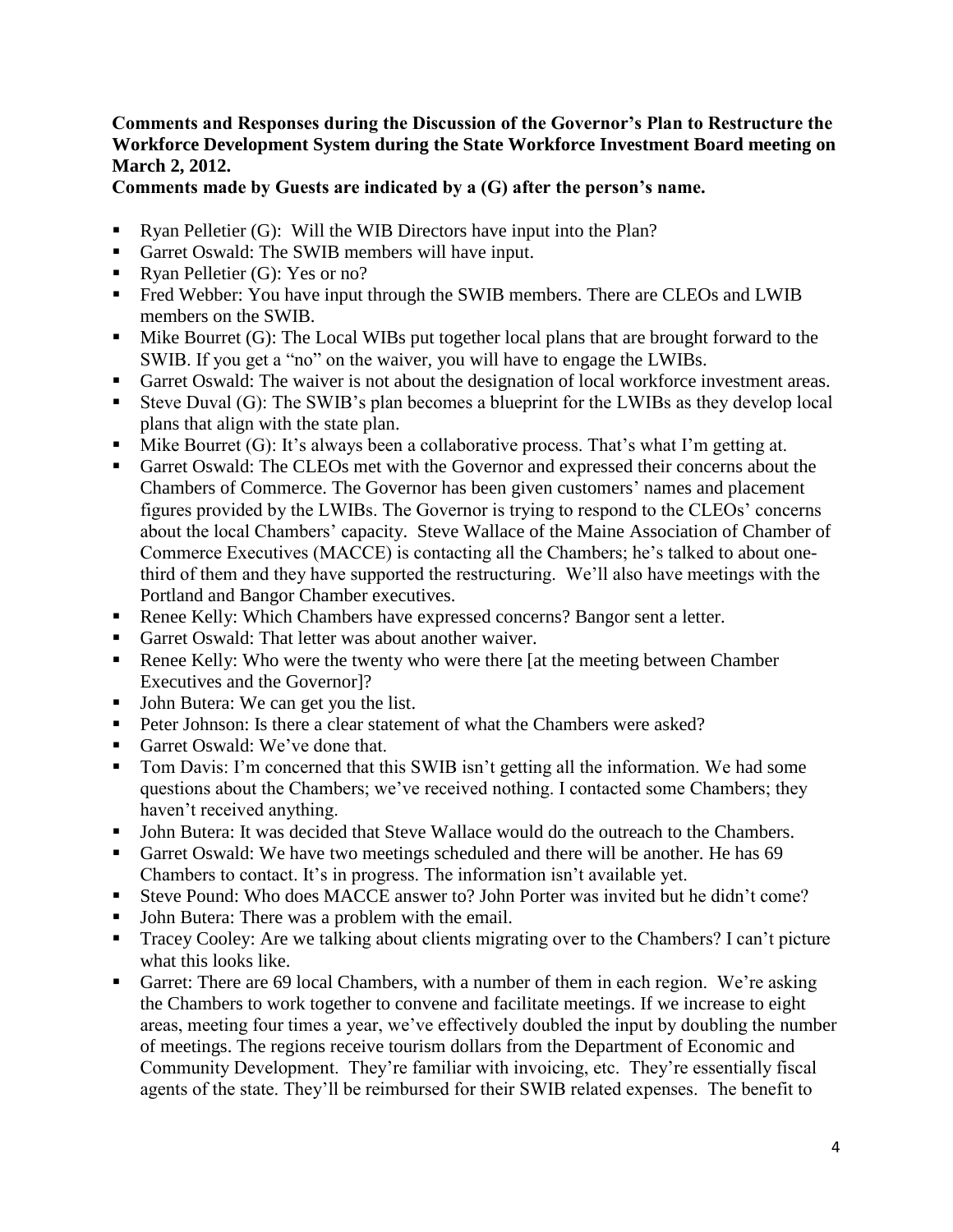**Comments and Responses during the Discussion of the Governor's Plan to Restructure the Workforce Development System during the State Workforce Investment Board meeting on March 2, 2012.**

**Comments made by Guests are indicated by a (G) after the person's name.**

- Ryan Pelletier (G): Will the WIB Directors have input into the Plan?
- Garret Oswald: The SWIB members will have input.
- Ryan Pelletier (G): Yes or no?
- Fred Webber: You have input through the SWIB members. There are CLEOs and LWIB members on the SWIB.
- Mike Bourret (G): The Local WIBs put together local plans that are brought forward to the SWIB. If you get a "no" on the waiver, you will have to engage the LWIBs.
- Garret Oswald: The waiver is not about the designation of local workforce investment areas.
- Steve Duval (G): The SWIB's plan becomes a blueprint for the LWIBs as they develop local plans that align with the state plan.
- Mike Bourret (G): It's always been a collaborative process. That's what I'm getting at.
- Garret Oswald: The CLEOs met with the Governor and expressed their concerns about the Chambers of Commerce. The Governor has been given customers' names and placement figures provided by the LWIBs. The Governor is trying to respond to the CLEOs' concerns about the local Chambers' capacity. Steve Wallace of the Maine Association of Chamber of Commerce Executives (MACCE) is contacting all the Chambers; he's talked to about one-third of them and they have supported the restructuring. We'll also have meetings with the Portland and Bangor Chamber executives.
- Renee Kelly: Which Chambers have expressed concerns? Bangor sent a letter.
- Garret Oswald: That letter was about another waiver.
- Renee Kelly: Who were the twenty who were there [at the meeting between Chamber Executives and the Governor]?
- John Butera: We can get you the list.
- Peter Johnson: Is there a clear statement of what the Chambers were asked?
- Garret Oswald: We've done that.
- Tom Davis: I'm concerned that this SWIB isn't getting all the information. We had some questions about the Chambers; we've received nothing. I contacted some Chambers; they haven't received anything.
- John Butera: It was decided that Steve Wallace would do the outreach to the Chambers.
- Garret Oswald: We have two meetings scheduled and there will be another. He has 69 Chambers to contact. It's in progress. The information isn't available yet.
- Steve Pound: Who does MACCE answer to? John Porter was invited but he didn't come?
- John Butera: There was a problem with the email.
- Tracey Cooley: Are we talking about clients migrating over to the Chambers? I can't picture what this looks like.
- Garret: There are 69 local Chambers, with a number of them in each region. We're asking the Chambers to work together to convene and facilitate meetings. If we increase to eight areas, meeting four times a year, we've effectively doubled the input by doubling the number of meetings. The regions receive tourism dollars from the Department of Economic and Community Development. They're familiar with invoicing, etc. They're essentially fiscal agents of the state. They'll be reimbursed for their SWIB related expenses. The benefit to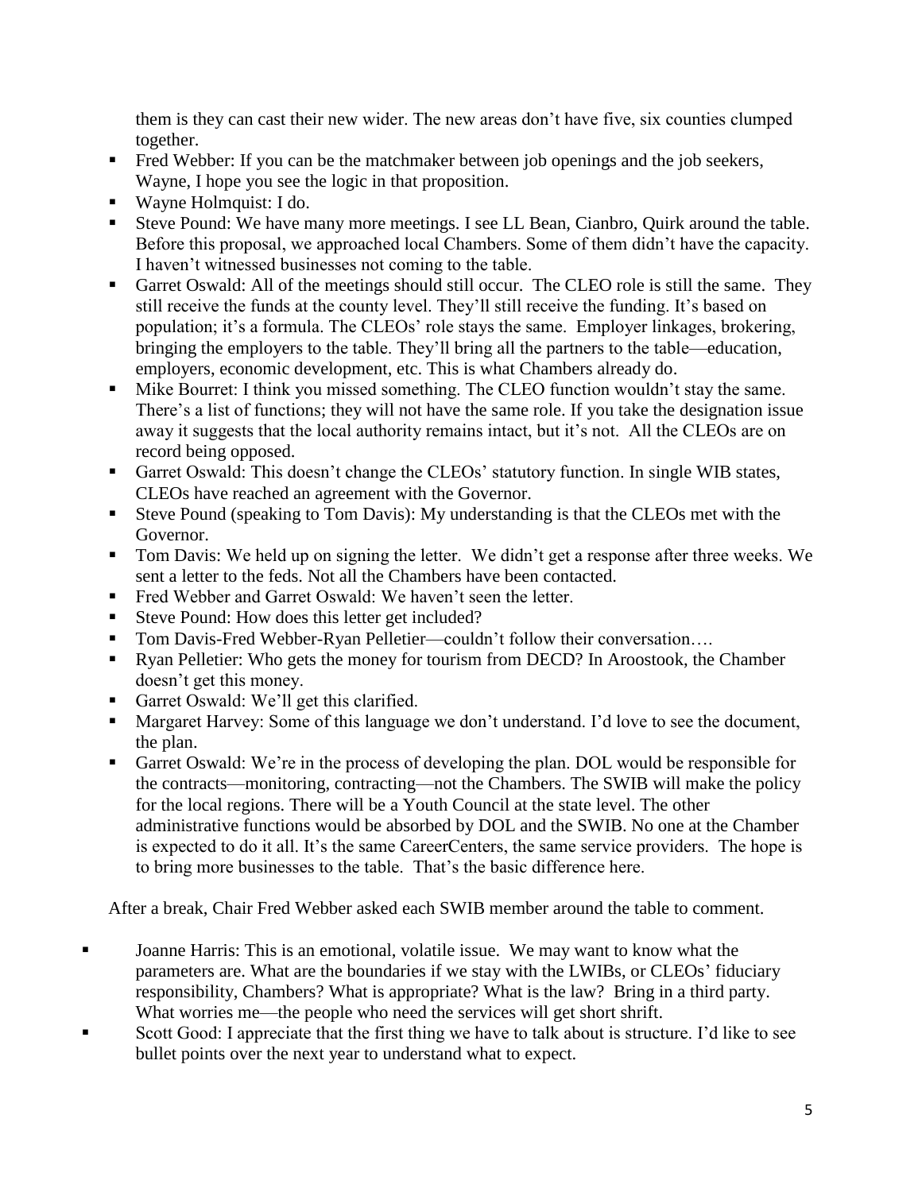them is they can cast their new wider. The new areas don't have five, six counties clumped together.

- Fred Webber: If you can be the matchmaker between job openings and the job seekers, Wayne, I hope you see the logic in that proposition.
- Wayne Holmquist: I do.
- Steve Pound: We have many more meetings. I see LL Bean, Cianbro, Quirk around the table. Before this proposal, we approached local Chambers. Some of them didn't have the capacity. I haven't witnessed businesses not coming to the table.
- Garret Oswald: All of the meetings should still occur. The CLEO role is still the same. They still receive the funds at the county level. They'll still receive the funding. It's based on population; it's a formula. The CLEOs' role stays the same. Employer linkages, brokering, bringing the employers to the table. They'll bring all the partners to the table—education, employers, economic development, etc. This is what Chambers already do.
- Mike Bourret: I think you missed something. The CLEO function wouldn't stay the same. There's a list of functions; they will not have the same role. If you take the designation issue away it suggests that the local authority remains intact, but it's not. All the CLEOs are on record being opposed.
- Garret Oswald: This doesn't change the CLEOs' statutory function. In single WIB states, CLEOs have reached an agreement with the Governor.
- Steve Pound (speaking to Tom Davis): My understanding is that the CLEOs met with the Governor.
- Tom Davis: We held up on signing the letter. We didn't get a response after three weeks. We sent a letter to the feds. Not all the Chambers have been contacted.
- Fred Webber and Garret Oswald: We haven't seen the letter.
- Steve Pound: How does this letter get included?
- Tom Davis-Fred Webber-Ryan Pelletier—couldn't follow their conversation….
- Ryan Pelletier: Who gets the money for tourism from DECD? In Aroostook, the Chamber doesn't get this money.
- Garret Oswald: We'll get this clarified.
- Margaret Harvey: Some of this language we don't understand. I'd love to see the document, the plan.
- Garret Oswald: We're in the process of developing the plan. DOL would be responsible for the contracts—monitoring, contracting—not the Chambers. The SWIB will make the policy for the local regions. There will be a Youth Council at the state level. The other administrative functions would be absorbed by DOL and the SWIB. No one at the Chamber is expected to do it all. It's the same CareerCenters, the same service providers. The hope is to bring more businesses to the table. That's the basic difference here.

After a break, Chair Fred Webber asked each SWIB member around the table to comment.

- Joanne Harris: This is an emotional, volatile issue. We may want to know what the parameters are. What are the boundaries if we stay with the LWIBs, or CLEOs' fiduciary responsibility, Chambers? What is appropriate? What is the law? Bring in a third party. What worries me—the people who need the services will get short shrift.
- Scott Good: I appreciate that the first thing we have to talk about is structure. I'd like to see bullet points over the next year to understand what to expect.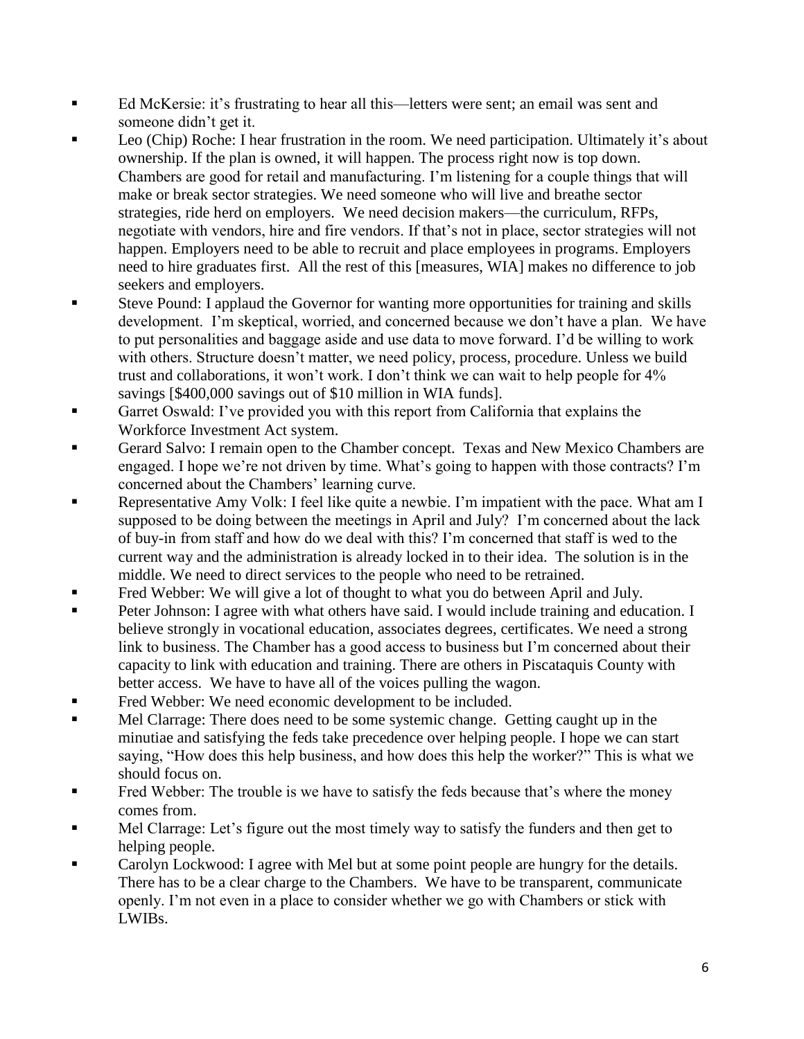- Ed McKersie: it's frustrating to hear all this—letters were sent; an email was sent and someone didn't get it.
- Leo (Chip) Roche: I hear frustration in the room. We need participation. Ultimately it's about ownership. If the plan is owned, it will happen. The process right now is top down. Chambers are good for retail and manufacturing. I'm listening for a couple things that will make or break sector strategies. We need someone who will live and breathe sector strategies, ride herd on employers. We need decision makers—the curriculum, RFPs, negotiate with vendors, hire and fire vendors. If that's not in place, sector strategies will not happen. Employers need to be able to recruit and place employees in programs. Employers need to hire graduates first. All the rest of this [measures, WIA] makes no difference to job seekers and employers.
- Steve Pound: I applaud the Governor for wanting more opportunities for training and skills development. I'm skeptical, worried, and concerned because we don't have a plan. We have to put personalities and baggage aside and use data to move forward. I'd be willing to work with others. Structure doesn't matter, we need policy, process, procedure. Unless we build trust and collaborations, it won't work. I don't think we can wait to help people for 4% savings [$400,000 savings out of $10 million in WIA funds].
- Garret Oswald: I've provided you with this report from California that explains the Workforce Investment Act system.
- Gerard Salvo: I remain open to the Chamber concept. Texas and New Mexico Chambers are engaged. I hope we're not driven by time. What's going to happen with those contracts? I'm concerned about the Chambers' learning curve.
- Representative Amy Volk: I feel like quite a newbie. I'm impatient with the pace. What am I supposed to be doing between the meetings in April and July? I'm concerned about the lack of buy-in from staff and how do we deal with this? I'm concerned that staff is wed to the current way and the administration is already locked in to their idea. The solution is in the middle. We need to direct services to the people who need to be retrained.
- Fred Webber: We will give a lot of thought to what you do between April and July.
- Peter Johnson: I agree with what others have said. I would include training and education. I believe strongly in vocational education, associates degrees, certificates. We need a strong link to business. The Chamber has a good access to business but I'm concerned about their capacity to link with education and training. There are others in Piscataquis County with better access. We have to have all of the voices pulling the wagon.
- Fred Webber: We need economic development to be included.
- Mel Clarrage: There does need to be some systemic change. Getting caught up in the minutiae and satisfying the feds take precedence over helping people. I hope we can start saying, "How does this help business, and how does this help the worker?" This is what we should focus on.
- Fred Webber: The trouble is we have to satisfy the feds because that's where the money comes from.
- Mel Clarrage: Let's figure out the most timely way to satisfy the funders and then get to helping people.
- Carolyn Lockwood: I agree with Mel but at some point people are hungry for the details. There has to be a clear charge to the Chambers. We have to be transparent, communicate openly. I'm not even in a place to consider whether we go with Chambers or stick with LWIBs.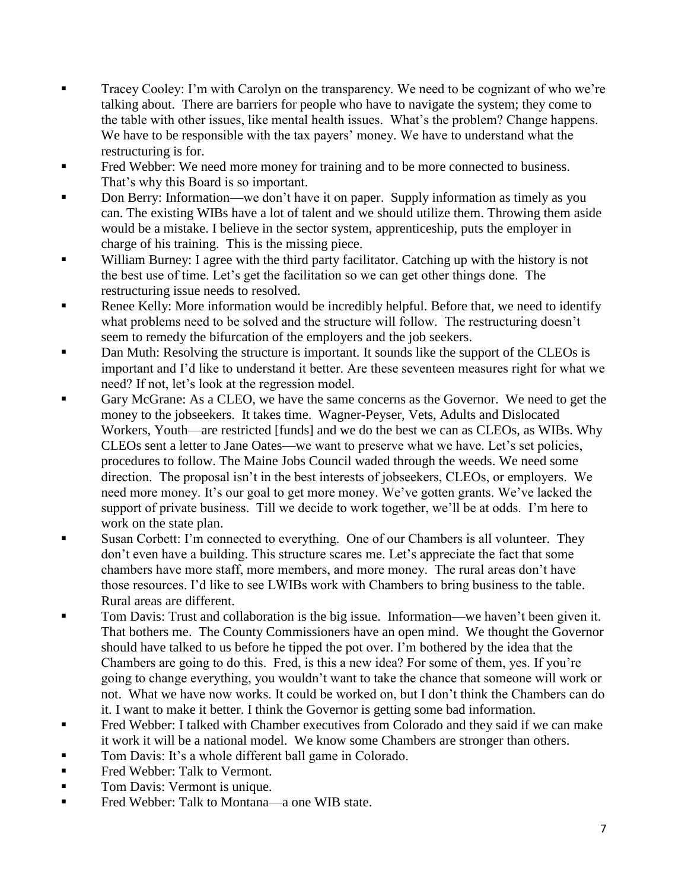- Tracey Cooley: I'm with Carolyn on the transparency. We need to be cognizant of who we're talking about. There are barriers for people who have to navigate the system; they come to the table with other issues, like mental health issues. What's the problem? Change happens. We have to be responsible with the tax payers' money. We have to understand what the restructuring is for.
- Fred Webber: We need more money for training and to be more connected to business. That's why this Board is so important.
- Don Berry: Information—we don't have it on paper. Supply information as timely as you can. The existing WIBs have a lot of talent and we should utilize them. Throwing them aside would be a mistake. I believe in the sector system, apprenticeship, puts the employer in charge of his training. This is the missing piece.
- William Burney: I agree with the third party facilitator. Catching up with the history is not the best use of time. Let's get the facilitation so we can get other things done. The restructuring issue needs to resolved.
- Renee Kelly: More information would be incredibly helpful. Before that, we need to identify what problems need to be solved and the structure will follow. The restructuring doesn't seem to remedy the bifurcation of the employers and the job seekers.
- Dan Muth: Resolving the structure is important. It sounds like the support of the CLEOs is important and I'd like to understand it better. Are these seventeen measures right for what we need? If not, let's look at the regression model.
- Gary McGrane: As a CLEO, we have the same concerns as the Governor. We need to get the money to the jobseekers. It takes time. Wagner-Peyser, Vets, Adults and Dislocated Workers, Youth—are restricted [funds] and we do the best we can as CLEOs, as WIBs. Why CLEOs sent a letter to Jane Oates—we want to preserve what we have. Let's set policies, procedures to follow. The Maine Jobs Council waded through the weeds. We need some direction. The proposal isn't in the best interests of jobseekers, CLEOs, or employers. We need more money. It's our goal to get more money. We've gotten grants. We've lacked the support of private business. Till we decide to work together, we'll be at odds. I'm here to work on the state plan.
- Susan Corbett: I'm connected to everything. One of our Chambers is all volunteer. They don't even have a building. This structure scares me. Let's appreciate the fact that some chambers have more staff, more members, and more money. The rural areas don't have those resources. I'd like to see LWIBs work with Chambers to bring business to the table. Rural areas are different.
- Tom Davis: Trust and collaboration is the big issue. Information—we haven't been given it. That bothers me. The County Commissioners have an open mind. We thought the Governor should have talked to us before he tipped the pot over. I'm bothered by the idea that the Chambers are going to do this. Fred, is this a new idea? For some of them, yes. If you're going to change everything, you wouldn't want to take the chance that someone will work or not. What we have now works. It could be worked on, but I don't think the Chambers can do it. I want to make it better. I think the Governor is getting some bad information.
- Fred Webber: I talked with Chamber executives from Colorado and they said if we can make it work it will be a national model. We know some Chambers are stronger than others.
- Tom Davis: It's a whole different ball game in Colorado.
- Fred Webber: Talk to Vermont.
- Tom Davis: Vermont is unique.
- Fred Webber: Talk to Montana—a one WIB state.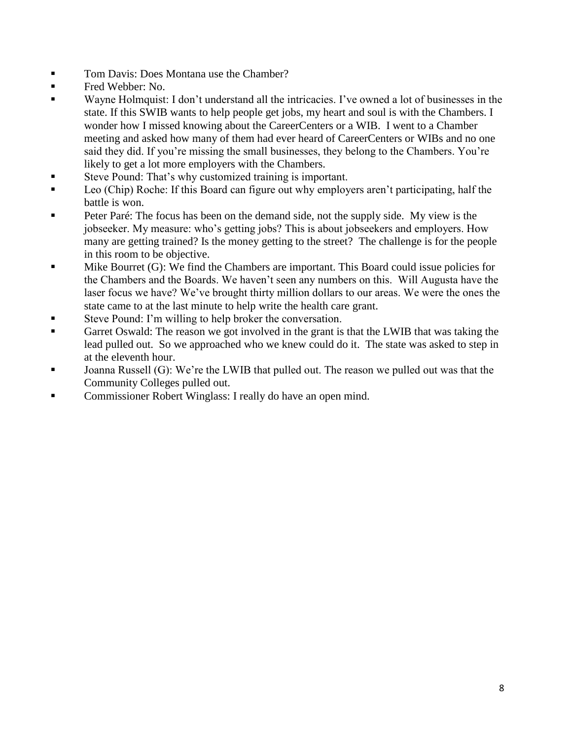- Tom Davis: Does Montana use the Chamber?
- Fred Webber: No.
- Wayne Holmquist: I don't understand all the intricacies. I've owned a lot of businesses in the state. If this SWIB wants to help people get jobs, my heart and soul is with the Chambers. I wonder how I missed knowing about the CareerCenters or a WIB. I went to a Chamber meeting and asked how many of them had ever heard of CareerCenters or WIBs and no one said they did. If you're missing the small businesses, they belong to the Chambers. You're likely to get a lot more employers with the Chambers.
- Steve Pound: That's why customized training is important.
- Leo (Chip) Roche: If this Board can figure out why employers aren't participating, half the battle is won.
- Peter Paré: The focus has been on the demand side, not the supply side. My view is the jobseeker. My measure: who's getting jobs? This is about jobseekers and employers. How many are getting trained? Is the money getting to the street? The challenge is for the people in this room to be objective.
- Mike Bourret (G): We find the Chambers are important. This Board could issue policies for the Chambers and the Boards. We haven't seen any numbers on this. Will Augusta have the laser focus we have? We've brought thirty million dollars to our areas. We were the ones the state came to at the last minute to help write the health care grant.
- Steve Pound: I'm willing to help broker the conversation.
- Garret Oswald: The reason we got involved in the grant is that the LWIB that was taking the lead pulled out. So we approached who we knew could do it. The state was asked to step in at the eleventh hour.
- Joanna Russell (G): We're the LWIB that pulled out. The reason we pulled out was that the Community Colleges pulled out.
- Commissioner Robert Winglass: I really do have an open mind.